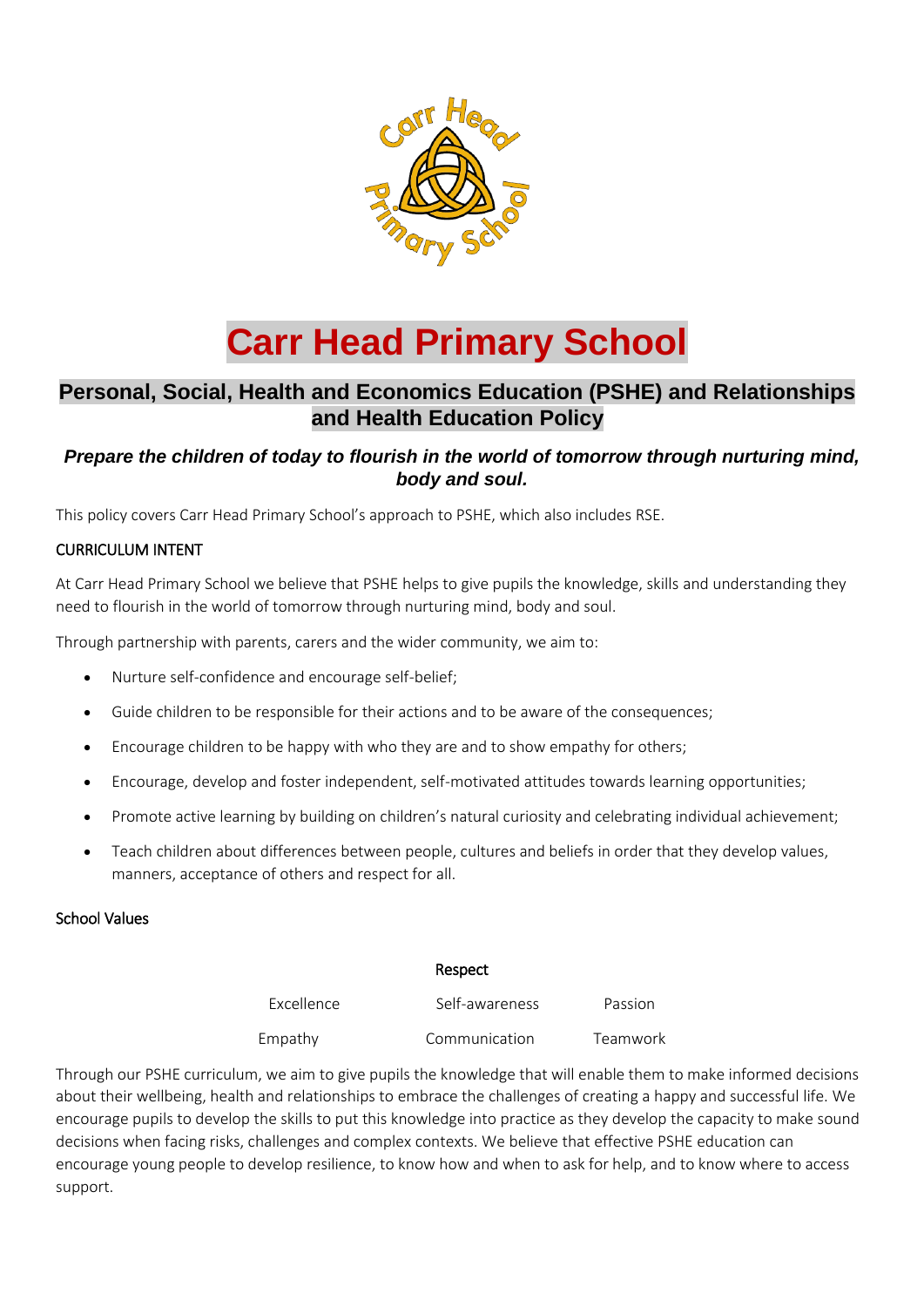# Carr Head Primary School

## Personal, Social, Health and Economics Education (PSHE) and Relationships and Health Education Policy

***Prepare the children of today to flourish in the world of tomorrow through nurturing mind, body and soul.***

This policy covers Carr Head Primary School's approach to PSHE, which also includes RSE.

### CURRICULUM INTENT

At Carr Head Primary School we believe that PSHE helps to give pupils the knowledge, skills and understanding they need to flourish in the world of tomorrow through nurturing mind, body and soul.

Through partnership with parents, carers and the wider community, we aim to:

- Nurture self-confidence and encourage self-belief;
- Guide children to be responsible for their actions and to be aware of the consequences;
- Encourage children to be happy with who they are and to show empathy for others;
- Encourage, develop and foster independent, self-motivated attitudes towards learning opportunities;
- Promote active learning by building on children's natural curiosity and celebrating individual achievement;
- Teach children about differences between people, cultures and beliefs in order that they develop values, manners, acceptance of others and respect for all.

### School Values

Respect

Excellence    Self-awareness    Passion

Empathy    Communication    Teamwork

Through our PSHE curriculum, we aim to give pupils the knowledge that will enable them to make informed decisions about their wellbeing, health and relationships to embrace the challenges of creating a happy and successful life. We encourage pupils to develop the skills to put this knowledge into practice as they develop the capacity to make sound decisions when facing risks, challenges and complex contexts. We believe that effective PSHE education can encourage young people to develop resilience, to know how and when to ask for help, and to know where to access support.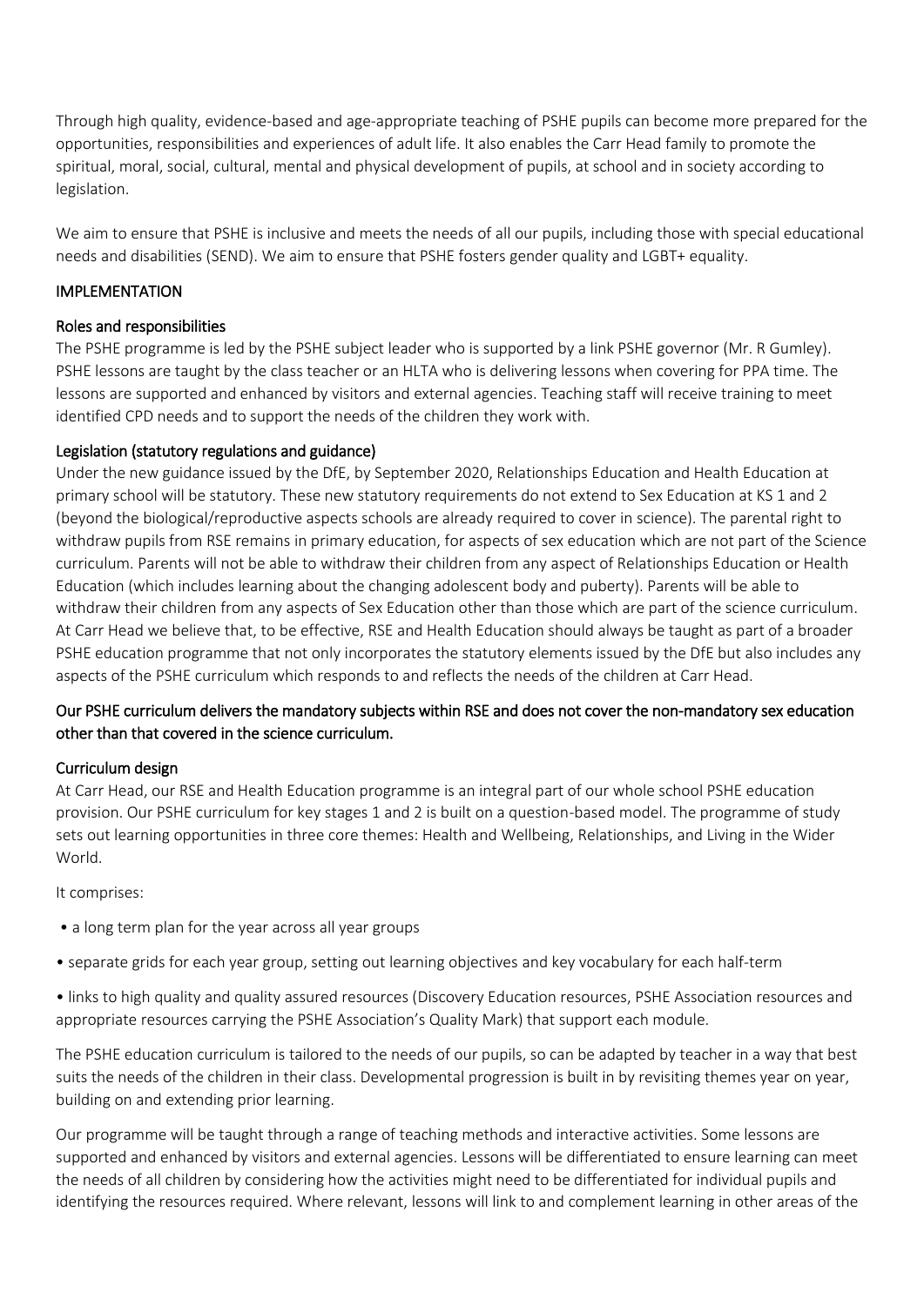Through high quality, evidence-based and age-appropriate teaching of PSHE pupils can become more prepared for the opportunities, responsibilities and experiences of adult life. It also enables the Carr Head family to promote the spiritual, moral, social, cultural, mental and physical development of pupils, at school and in society according to legislation.

We aim to ensure that PSHE is inclusive and meets the needs of all our pupils, including those with special educational needs and disabilities (SEND). We aim to ensure that PSHE fosters gender quality and LGBT+ equality.

## IMPLEMENTATION

### Roles and responsibilities

The PSHE programme is led by the PSHE subject leader who is supported by a link PSHE governor (Mr. R Gumley). PSHE lessons are taught by the class teacher or an HLTA who is delivering lessons when covering for PPA time. The lessons are supported and enhanced by visitors and external agencies. Teaching staff will receive training to meet identified CPD needs and to support the needs of the children they work with.

### Legislation (statutory regulations and guidance)

Under the new guidance issued by the DfE, by September 2020, Relationships Education and Health Education at primary school will be statutory. These new statutory requirements do not extend to Sex Education at KS 1 and 2 (beyond the biological/reproductive aspects schools are already required to cover in science). The parental right to withdraw pupils from RSE remains in primary education, for aspects of sex education which are not part of the Science curriculum. Parents will not be able to withdraw their children from any aspect of Relationships Education or Health Education (which includes learning about the changing adolescent body and puberty). Parents will be able to withdraw their children from any aspects of Sex Education other than those which are part of the science curriculum. At Carr Head we believe that, to be effective, RSE and Health Education should always be taught as part of a broader PSHE education programme that not only incorporates the statutory elements issued by the DfE but also includes any aspects of the PSHE curriculum which responds to and reflects the needs of the children at Carr Head.

Our PSHE curriculum delivers the mandatory subjects within RSE and does not cover the non-mandatory sex education other than that covered in the science curriculum.

### Curriculum design

At Carr Head, our RSE and Health Education programme is an integral part of our whole school PSHE education provision. Our PSHE curriculum for key stages 1 and 2 is built on a question-based model. The programme of study sets out learning opportunities in three core themes: Health and Wellbeing, Relationships, and Living in the Wider World.

It comprises:

- a long term plan for the year across all year groups
- separate grids for each year group, setting out learning objectives and key vocabulary for each half-term
- links to high quality and quality assured resources (Discovery Education resources, PSHE Association resources and appropriate resources carrying the PSHE Association's Quality Mark) that support each module.

The PSHE education curriculum is tailored to the needs of our pupils, so can be adapted by teacher in a way that best suits the needs of the children in their class. Developmental progression is built in by revisiting themes year on year, building on and extending prior learning.

Our programme will be taught through a range of teaching methods and interactive activities. Some lessons are supported and enhanced by visitors and external agencies. Lessons will be differentiated to ensure learning can meet the needs of all children by considering how the activities might need to be differentiated for individual pupils and identifying the resources required. Where relevant, lessons will link to and complement learning in other areas of the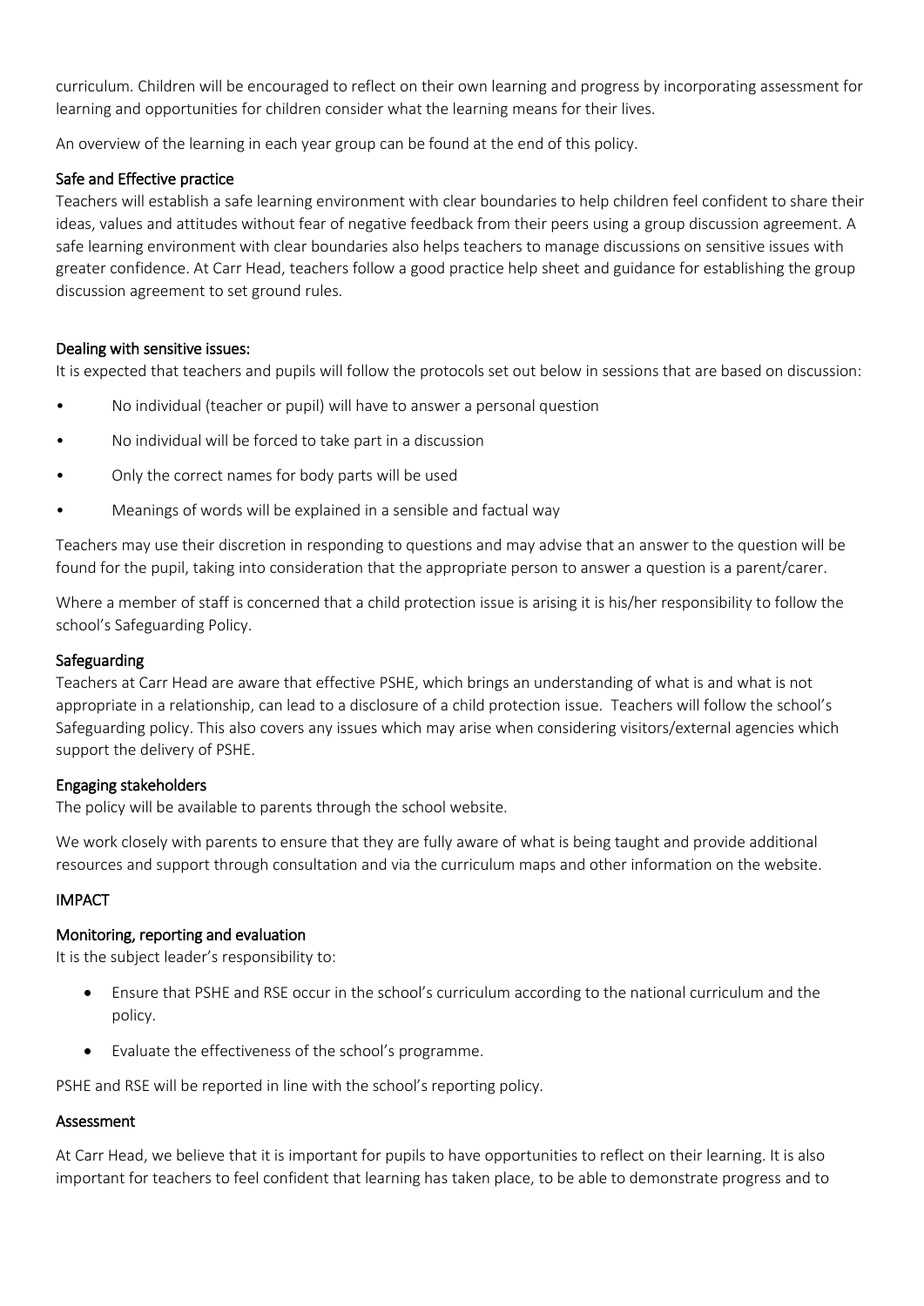curriculum. Children will be encouraged to reflect on their own learning and progress by incorporating assessment for learning and opportunities for children consider what the learning means for their lives.

An overview of the learning in each year group can be found at the end of this policy.

### Safe and Effective practice

Teachers will establish a safe learning environment with clear boundaries to help children feel confident to share their ideas, values and attitudes without fear of negative feedback from their peers using a group discussion agreement. A safe learning environment with clear boundaries also helps teachers to manage discussions on sensitive issues with greater confidence. At Carr Head, teachers follow a good practice help sheet and guidance for establishing the group discussion agreement to set ground rules.

### Dealing with sensitive issues:

It is expected that teachers and pupils will follow the protocols set out below in sessions that are based on discussion:

- No individual (teacher or pupil) will have to answer a personal question
- No individual will be forced to take part in a discussion
- Only the correct names for body parts will be used
- Meanings of words will be explained in a sensible and factual way

Teachers may use their discretion in responding to questions and may advise that an answer to the question will be found for the pupil, taking into consideration that the appropriate person to answer a question is a parent/carer.

Where a member of staff is concerned that a child protection issue is arising it is his/her responsibility to follow the school's Safeguarding Policy.

### Safeguarding

Teachers at Carr Head are aware that effective PSHE, which brings an understanding of what is and what is not appropriate in a relationship, can lead to a disclosure of a child protection issue. Teachers will follow the school's Safeguarding policy. This also covers any issues which may arise when considering visitors/external agencies which support the delivery of PSHE.

### Engaging stakeholders

The policy will be available to parents through the school website.

We work closely with parents to ensure that they are fully aware of what is being taught and provide additional resources and support through consultation and via the curriculum maps and other information on the website.

## IMPACT

### Monitoring, reporting and evaluation

It is the subject leader's responsibility to:

- Ensure that PSHE and RSE occur in the school's curriculum according to the national curriculum and the policy.
- Evaluate the effectiveness of the school's programme.

PSHE and RSE will be reported in line with the school's reporting policy.

### Assessment

At Carr Head, we believe that it is important for pupils to have opportunities to reflect on their learning. It is also important for teachers to feel confident that learning has taken place, to be able to demonstrate progress and to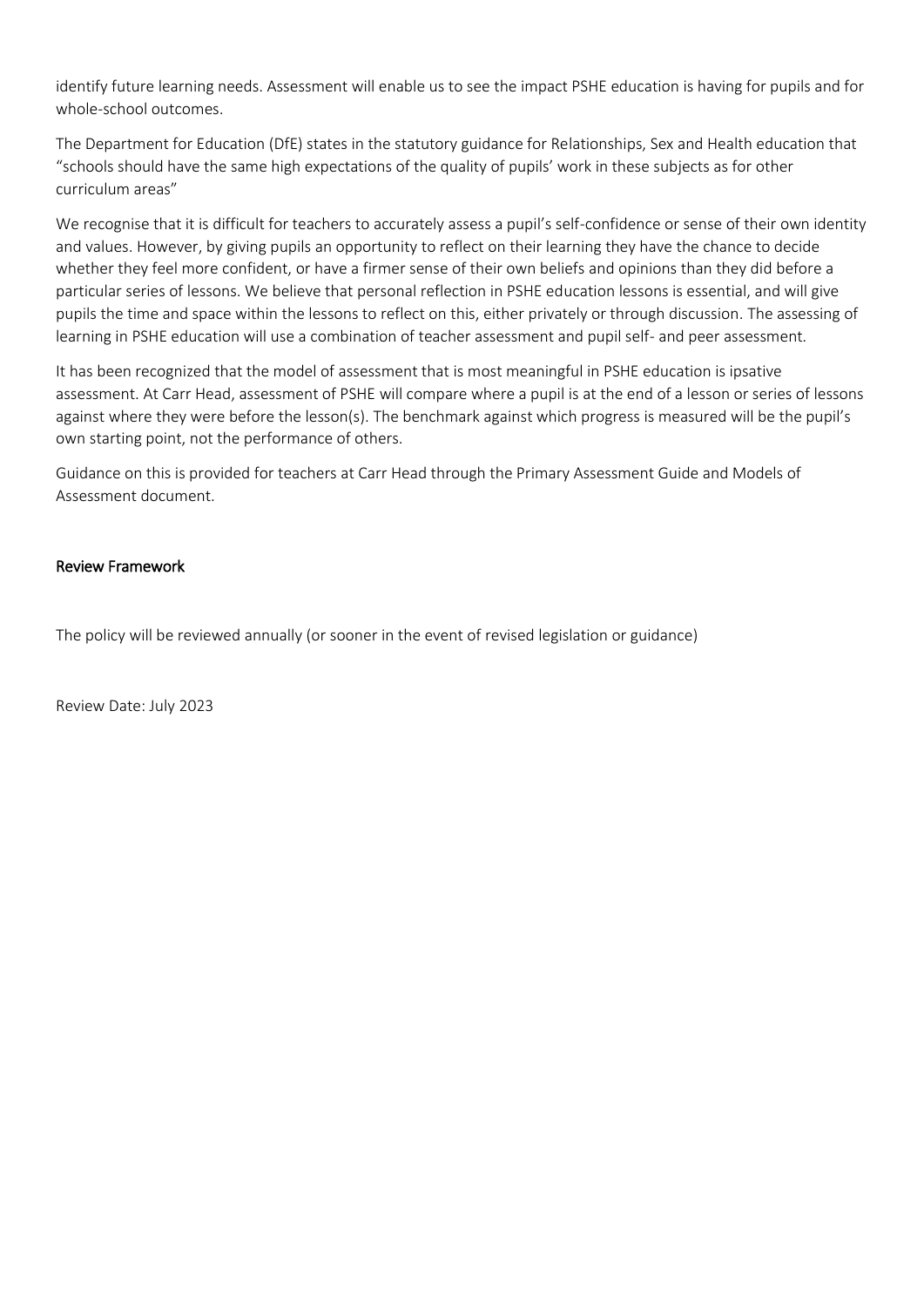identify future learning needs. Assessment will enable us to see the impact PSHE education is having for pupils and for whole-school outcomes.

The Department for Education (DfE) states in the statutory guidance for Relationships, Sex and Health education that "schools should have the same high expectations of the quality of pupils' work in these subjects as for other curriculum areas"

We recognise that it is difficult for teachers to accurately assess a pupil's self-confidence or sense of their own identity and values. However, by giving pupils an opportunity to reflect on their learning they have the chance to decide whether they feel more confident, or have a firmer sense of their own beliefs and opinions than they did before a particular series of lessons. We believe that personal reflection in PSHE education lessons is essential, and will give pupils the time and space within the lessons to reflect on this, either privately or through discussion. The assessing of learning in PSHE education will use a combination of teacher assessment and pupil self- and peer assessment.

It has been recognized that the model of assessment that is most meaningful in PSHE education is ipsative assessment. At Carr Head, assessment of PSHE will compare where a pupil is at the end of a lesson or series of lessons against where they were before the lesson(s). The benchmark against which progress is measured will be the pupil's own starting point, not the performance of others.

Guidance on this is provided for teachers at Carr Head through the Primary Assessment Guide and Models of Assessment document.

## Review Framework

The policy will be reviewed annually (or sooner in the event of revised legislation or guidance)

Review Date: July 2023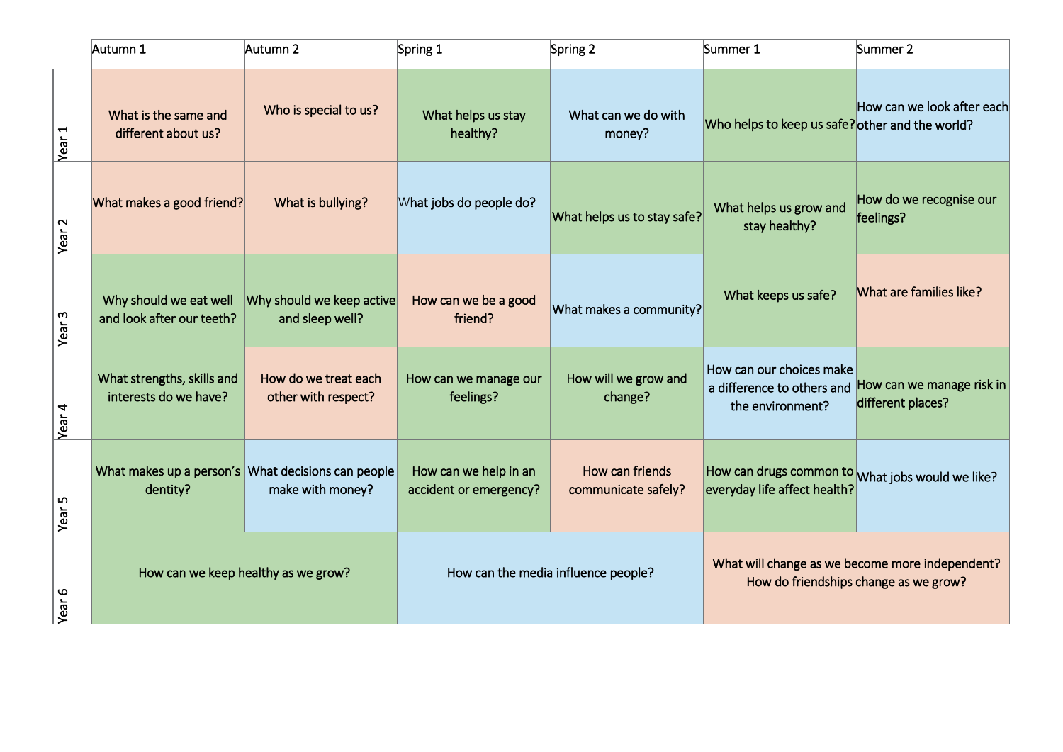| | Autumn 1 | Autumn 2 | Spring 1 | Spring 2 | Summer 1 | Summer 2 |
|---|---|---|---|---|---|---|
| Year 1 | What is the same and different about us? | Who is special to us? | What helps us stay healthy? | What can we do with money? | Who helps to keep us safe? | How can we look after each other and the world? |
| Year 2 | What makes a good friend? | What is bullying? | What jobs do people do? | What helps us to stay safe? | What helps us grow and stay healthy? | How do we recognise our feelings? |
| Year 3 | Why should we eat well and look after our teeth? | Why should we keep active and sleep well? | How can we be a good friend? | What makes a community? | What keeps us safe? | What are families like? |
| Year 4 | What strengths, skills and interests do we have? | How do we treat each other with respect? | How can we manage our feelings? | How will we grow and change? | How can our choices make a difference to others and the environment? | How can we manage risk in different places? |
| Year 5 | What makes up a person's dentity? | What decisions can people make with money? | How can we help in an accident or emergency? | How can friends communicate safely? | How can drugs common to everyday life affect health? | What jobs would we like? |
| Year 6 | How can we keep healthy as we grow? | | How can the media influence people? | | What will change as we become more independent? How do friendships change as we grow? | |